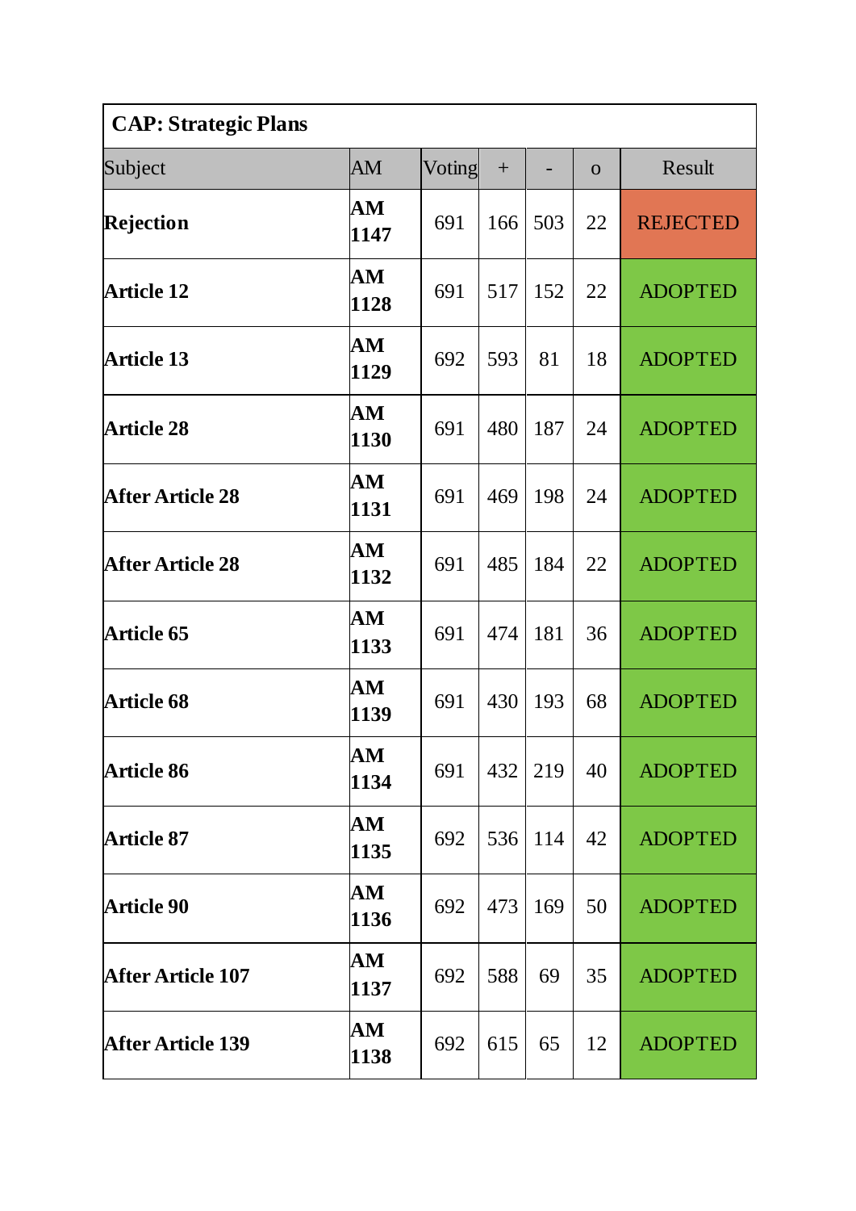| CAP: Strategic Plans | | | | | | |
|---|---|---|---|---|---|---|
| Subject | AM | Voting | + | - | o | Result |
| **Rejection** | **AM 1147** | 691 | 166 | 503 | 22 | REJECTED |
| **Article 12** | **AM 1128** | 691 | 517 | 152 | 22 | ADOPTED |
| **Article 13** | **AM 1129** | 692 | 593 | 81 | 18 | ADOPTED |
| **Article 28** | **AM 1130** | 691 | 480 | 187 | 24 | ADOPTED |
| **After Article 28** | **AM 1131** | 691 | 469 | 198 | 24 | ADOPTED |
| **After Article 28** | **AM 1132** | 691 | 485 | 184 | 22 | ADOPTED |
| **Article 65** | **AM 1133** | 691 | 474 | 181 | 36 | ADOPTED |
| **Article 68** | **AM 1139** | 691 | 430 | 193 | 68 | ADOPTED |
| **Article 86** | **AM 1134** | 691 | 432 | 219 | 40 | ADOPTED |
| **Article 87** | **AM 1135** | 692 | 536 | 114 | 42 | ADOPTED |
| **Article 90** | **AM 1136** | 692 | 473 | 169 | 50 | ADOPTED |
| **After Article 107** | **AM 1137** | 692 | 588 | 69 | 35 | ADOPTED |
| **After Article 139** | **AM 1138** | 692 | 615 | 65 | 12 | ADOPTED |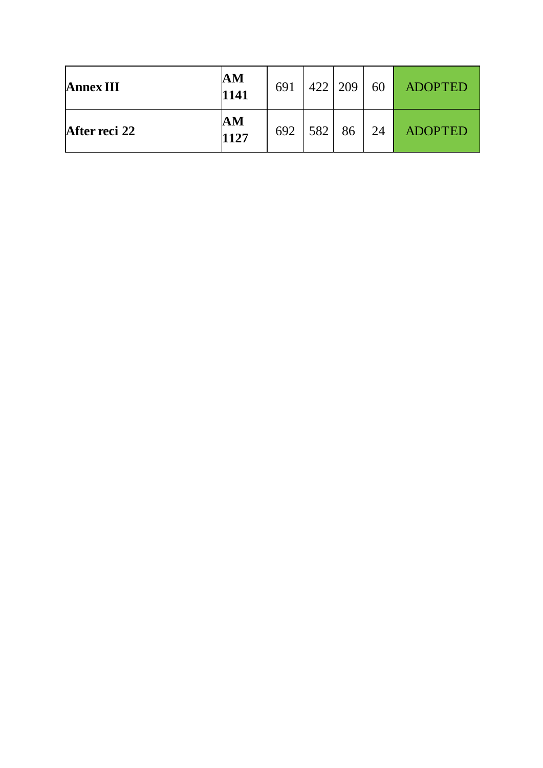| | | | | | | |
|---|---|---|---|---|---|---|
| **Annex III** | **AM 1141** | 691 | 422 | 209 | 60 | ADOPTED |
| **After reci 22** | **AM 1127** | 692 | 582 | 86 | 24 | ADOPTED |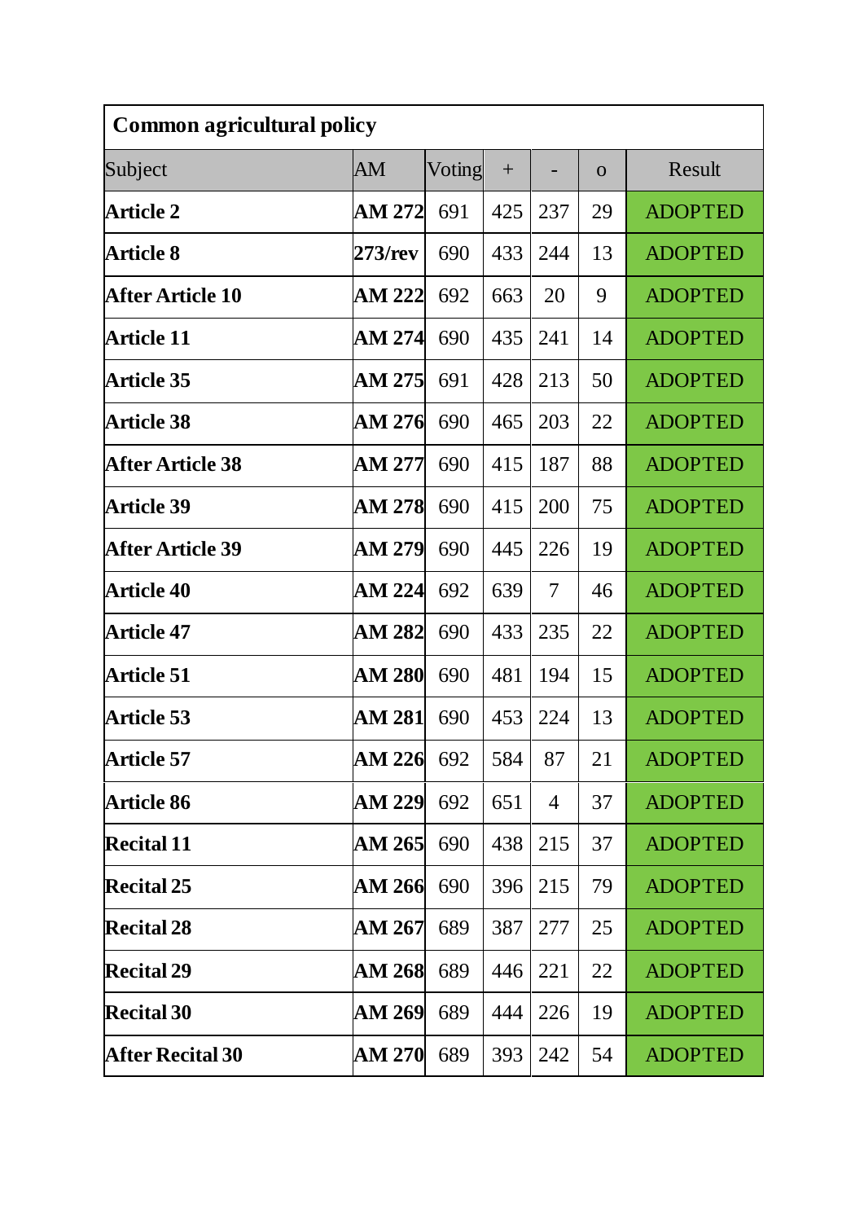| Common agricultural policy | | | | | | |
|---|---|---|---|---|---|---|
| Subject | AM | Voting | + | - | o | Result |
| **Article 2** | **AM 272** | 691 | 425 | 237 | 29 | ADOPTED |
| **Article 8** | **273/rev** | 690 | 433 | 244 | 13 | ADOPTED |
| **After Article 10** | **AM 222** | 692 | 663 | 20 | 9 | ADOPTED |
| **Article 11** | **AM 274** | 690 | 435 | 241 | 14 | ADOPTED |
| **Article 35** | **AM 275** | 691 | 428 | 213 | 50 | ADOPTED |
| **Article 38** | **AM 276** | 690 | 465 | 203 | 22 | ADOPTED |
| **After Article 38** | **AM 277** | 690 | 415 | 187 | 88 | ADOPTED |
| **Article 39** | **AM 278** | 690 | 415 | 200 | 75 | ADOPTED |
| **After Article 39** | **AM 279** | 690 | 445 | 226 | 19 | ADOPTED |
| **Article 40** | **AM 224** | 692 | 639 | 7 | 46 | ADOPTED |
| **Article 47** | **AM 282** | 690 | 433 | 235 | 22 | ADOPTED |
| **Article 51** | **AM 280** | 690 | 481 | 194 | 15 | ADOPTED |
| **Article 53** | **AM 281** | 690 | 453 | 224 | 13 | ADOPTED |
| **Article 57** | **AM 226** | 692 | 584 | 87 | 21 | ADOPTED |
| **Article 86** | **AM 229** | 692 | 651 | 4 | 37 | ADOPTED |
| **Recital 11** | **AM 265** | 690 | 438 | 215 | 37 | ADOPTED |
| **Recital 25** | **AM 266** | 690 | 396 | 215 | 79 | ADOPTED |
| **Recital 28** | **AM 267** | 689 | 387 | 277 | 25 | ADOPTED |
| **Recital 29** | **AM 268** | 689 | 446 | 221 | 22 | ADOPTED |
| **Recital 30** | **AM 269** | 689 | 444 | 226 | 19 | ADOPTED |
| **After Recital 30** | **AM 270** | 689 | 393 | 242 | 54 | ADOPTED |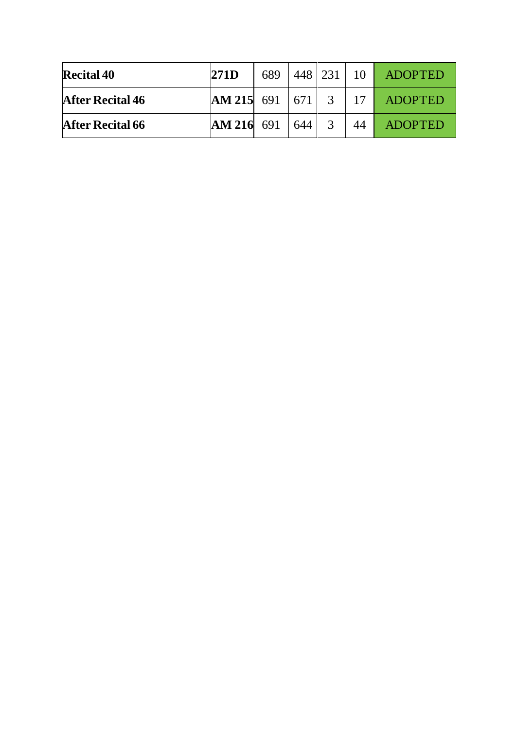| | | | | | | |
|---|---|---|---|---|---|---|
| **Recital 40** | **271D** | 689 | 448 | 231 | 10 | ADOPTED |
| **After Recital 46** | **AM 215** | 691 | 671 | 3 | 17 | ADOPTED |
| **After Recital 66** | **AM 216** | 691 | 644 | 3 | 44 | ADOPTED |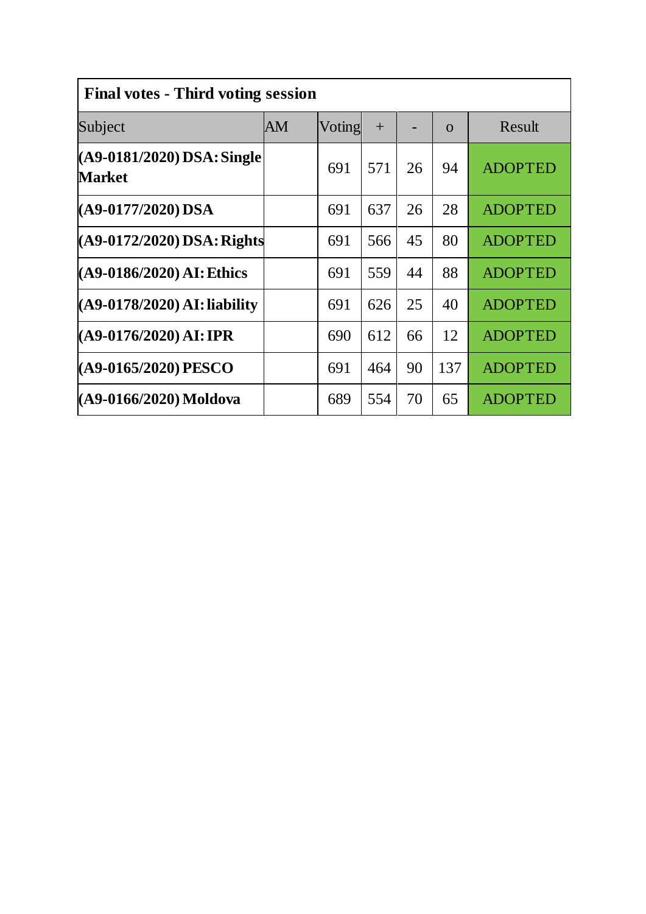| Final votes - Third voting session | | | | | | |
|---|---|---|---|---|---|---|
| Subject | AM | Voting | + | - | o | Result |
| **(A9-0181/2020) DSA: Single Market** | | 691 | 571 | 26 | 94 | ADOPTED |
| **(A9-0177/2020) DSA** | | 691 | 637 | 26 | 28 | ADOPTED |
| **(A9-0172/2020) DSA: Rights** | | 691 | 566 | 45 | 80 | ADOPTED |
| **(A9-0186/2020) AI: Ethics** | | 691 | 559 | 44 | 88 | ADOPTED |
| **(A9-0178/2020) AI: liability** | | 691 | 626 | 25 | 40 | ADOPTED |
| **(A9-0176/2020) AI: IPR** | | 690 | 612 | 66 | 12 | ADOPTED |
| **(A9-0165/2020) PESCO** | | 691 | 464 | 90 | 137 | ADOPTED |
| **(A9-0166/2020) Moldova** | | 689 | 554 | 70 | 65 | ADOPTED |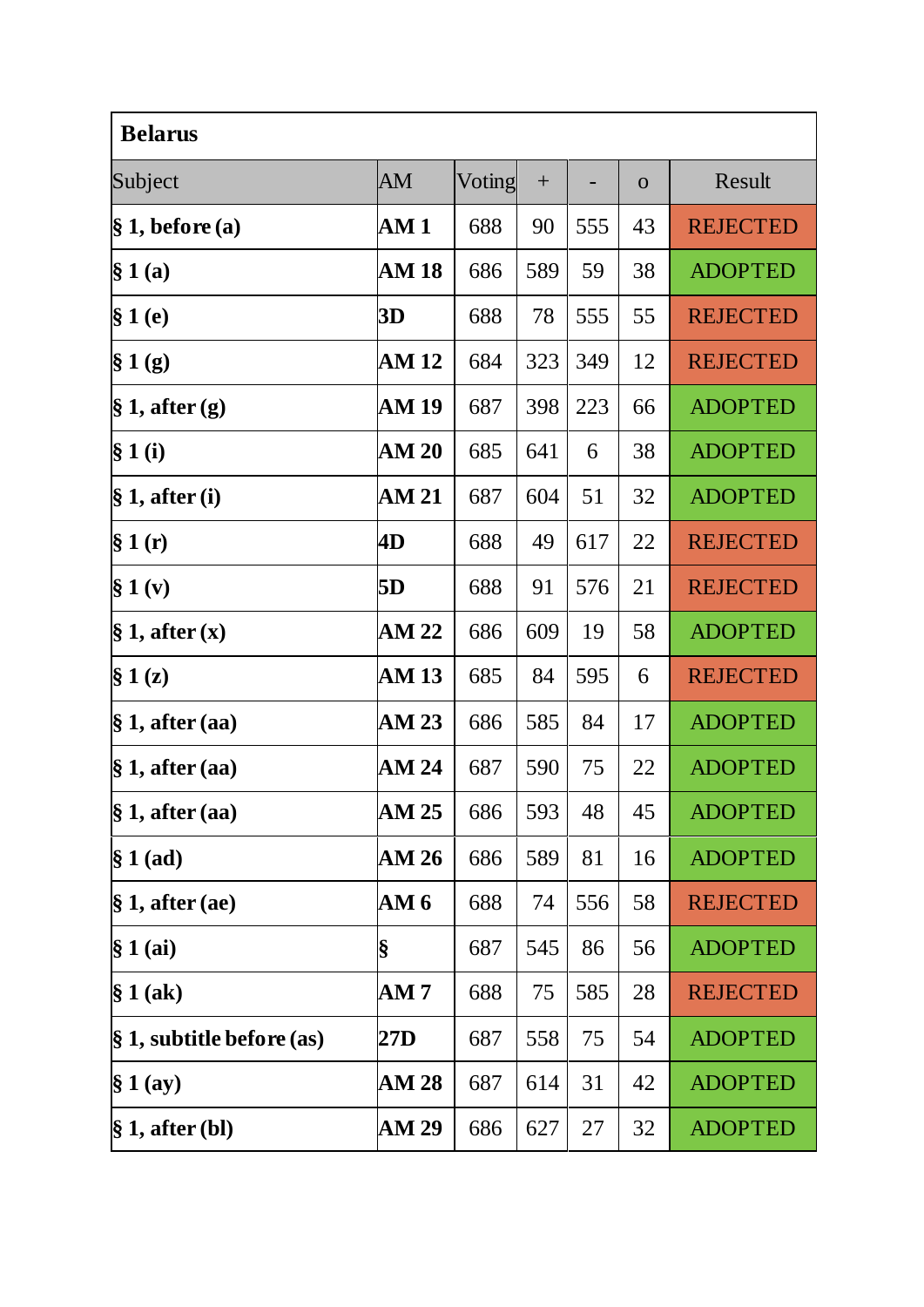| **Belarus** | | | | | | |
|---|---|---|---|---|---|---|
| Subject | AM | Voting | + | - | o | Result |
| **§ 1, before (a)** | **AM 1** | 688 | 90 | 555 | 43 | REJECTED |
| **§ 1 (a)** | **AM 18** | 686 | 589 | 59 | 38 | ADOPTED |
| **§ 1 (e)** | **3D** | 688 | 78 | 555 | 55 | REJECTED |
| **§ 1 (g)** | **AM 12** | 684 | 323 | 349 | 12 | REJECTED |
| **§ 1, after (g)** | **AM 19** | 687 | 398 | 223 | 66 | ADOPTED |
| **§ 1 (i)** | **AM 20** | 685 | 641 | 6 | 38 | ADOPTED |
| **§ 1, after (i)** | **AM 21** | 687 | 604 | 51 | 32 | ADOPTED |
| **§ 1 (r)** | **4D** | 688 | 49 | 617 | 22 | REJECTED |
| **§ 1 (v)** | **5D** | 688 | 91 | 576 | 21 | REJECTED |
| **§ 1, after (x)** | **AM 22** | 686 | 609 | 19 | 58 | ADOPTED |
| **§ 1 (z)** | **AM 13** | 685 | 84 | 595 | 6 | REJECTED |
| **§ 1, after (aa)** | **AM 23** | 686 | 585 | 84 | 17 | ADOPTED |
| **§ 1, after (aa)** | **AM 24** | 687 | 590 | 75 | 22 | ADOPTED |
| **§ 1, after (aa)** | **AM 25** | 686 | 593 | 48 | 45 | ADOPTED |
| **§ 1 (ad)** | **AM 26** | 686 | 589 | 81 | 16 | ADOPTED |
| **§ 1, after (ae)** | **AM 6** | 688 | 74 | 556 | 58 | REJECTED |
| **§ 1 (ai)** | **§** | 687 | 545 | 86 | 56 | ADOPTED |
| **§ 1 (ak)** | **AM 7** | 688 | 75 | 585 | 28 | REJECTED |
| **§ 1, subtitle before (as)** | **27D** | 687 | 558 | 75 | 54 | ADOPTED |
| **§ 1 (ay)** | **AM 28** | 687 | 614 | 31 | 42 | ADOPTED |
| **§ 1, after (bl)** | **AM 29** | 686 | 627 | 27 | 32 | ADOPTED |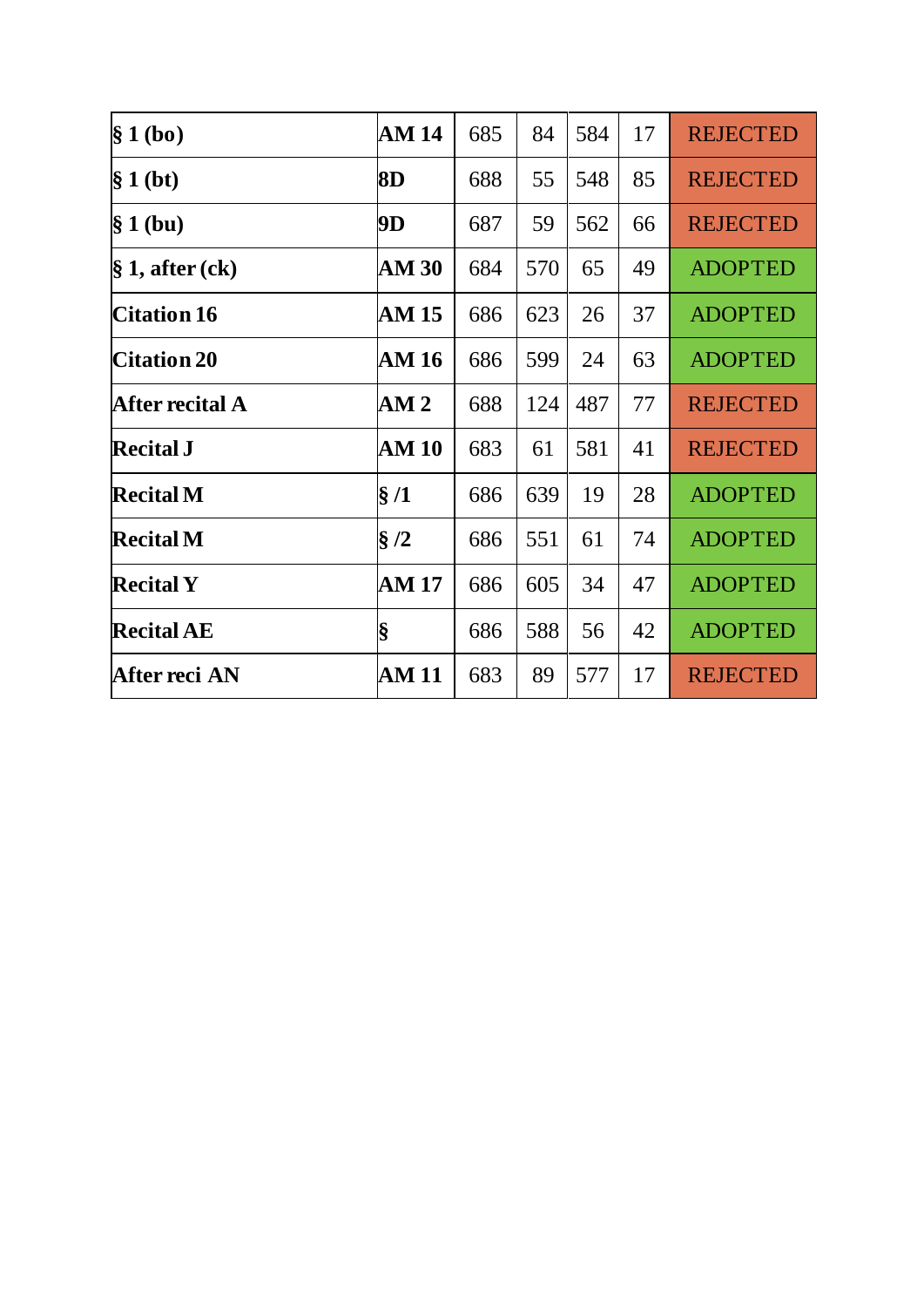| | | | | | | |
|---|---|---|---|---|---|---|
| **§ 1 (bo)** | **AM 14** | 685 | 84 | 584 | 17 | REJECTED |
| **§ 1 (bt)** | **8D** | 688 | 55 | 548 | 85 | REJECTED |
| **§ 1 (bu)** | **9D** | 687 | 59 | 562 | 66 | REJECTED |
| **§ 1, after (ck)** | **AM 30** | 684 | 570 | 65 | 49 | ADOPTED |
| **Citation 16** | **AM 15** | 686 | 623 | 26 | 37 | ADOPTED |
| **Citation 20** | **AM 16** | 686 | 599 | 24 | 63 | ADOPTED |
| **After recital A** | **AM 2** | 688 | 124 | 487 | 77 | REJECTED |
| **Recital J** | **AM 10** | 683 | 61 | 581 | 41 | REJECTED |
| **Recital M** | **§ /1** | 686 | 639 | 19 | 28 | ADOPTED |
| **Recital M** | **§ /2** | 686 | 551 | 61 | 74 | ADOPTED |
| **Recital Y** | **AM 17** | 686 | 605 | 34 | 47 | ADOPTED |
| **Recital AE** | **§** | 686 | 588 | 56 | 42 | ADOPTED |
| **After reci AN** | **AM 11** | 683 | 89 | 577 | 17 | REJECTED |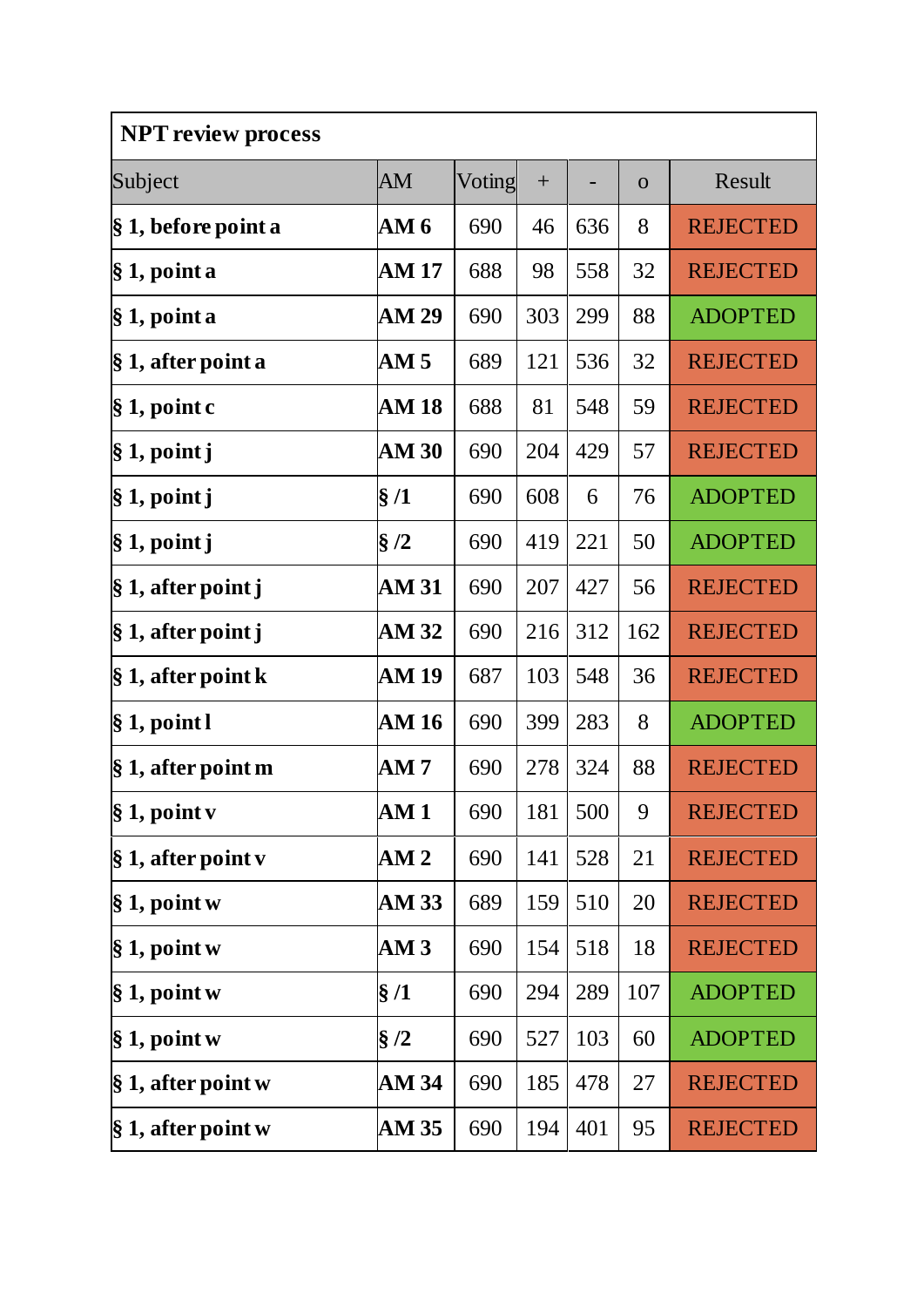**NPT review process**

| Subject | AM | Voting | + | - | o | Result |
|---|---|---|---|---|---|---|
| **§ 1, before point a** | **AM 6** | 690 | 46 | 636 | 8 | REJECTED |
| **§ 1, point a** | **AM 17** | 688 | 98 | 558 | 32 | REJECTED |
| **§ 1, point a** | **AM 29** | 690 | 303 | 299 | 88 | ADOPTED |
| **§ 1, after point a** | **AM 5** | 689 | 121 | 536 | 32 | REJECTED |
| **§ 1, point c** | **AM 18** | 688 | 81 | 548 | 59 | REJECTED |
| **§ 1, point j** | **AM 30** | 690 | 204 | 429 | 57 | REJECTED |
| **§ 1, point j** | **§ /1** | 690 | 608 | 6 | 76 | ADOPTED |
| **§ 1, point j** | **§ /2** | 690 | 419 | 221 | 50 | ADOPTED |
| **§ 1, after point j** | **AM 31** | 690 | 207 | 427 | 56 | REJECTED |
| **§ 1, after point j** | **AM 32** | 690 | 216 | 312 | 162 | REJECTED |
| **§ 1, after point k** | **AM 19** | 687 | 103 | 548 | 36 | REJECTED |
| **§ 1, point l** | **AM 16** | 690 | 399 | 283 | 8 | ADOPTED |
| **§ 1, after point m** | **AM 7** | 690 | 278 | 324 | 88 | REJECTED |
| **§ 1, point v** | **AM 1** | 690 | 181 | 500 | 9 | REJECTED |
| **§ 1, after point v** | **AM 2** | 690 | 141 | 528 | 21 | REJECTED |
| **§ 1, point w** | **AM 33** | 689 | 159 | 510 | 20 | REJECTED |
| **§ 1, point w** | **AM 3** | 690 | 154 | 518 | 18 | REJECTED |
| **§ 1, point w** | **§ /1** | 690 | 294 | 289 | 107 | ADOPTED |
| **§ 1, point w** | **§ /2** | 690 | 527 | 103 | 60 | ADOPTED |
| **§ 1, after point w** | **AM 34** | 690 | 185 | 478 | 27 | REJECTED |
| **§ 1, after point w** | **AM 35** | 690 | 194 | 401 | 95 | REJECTED |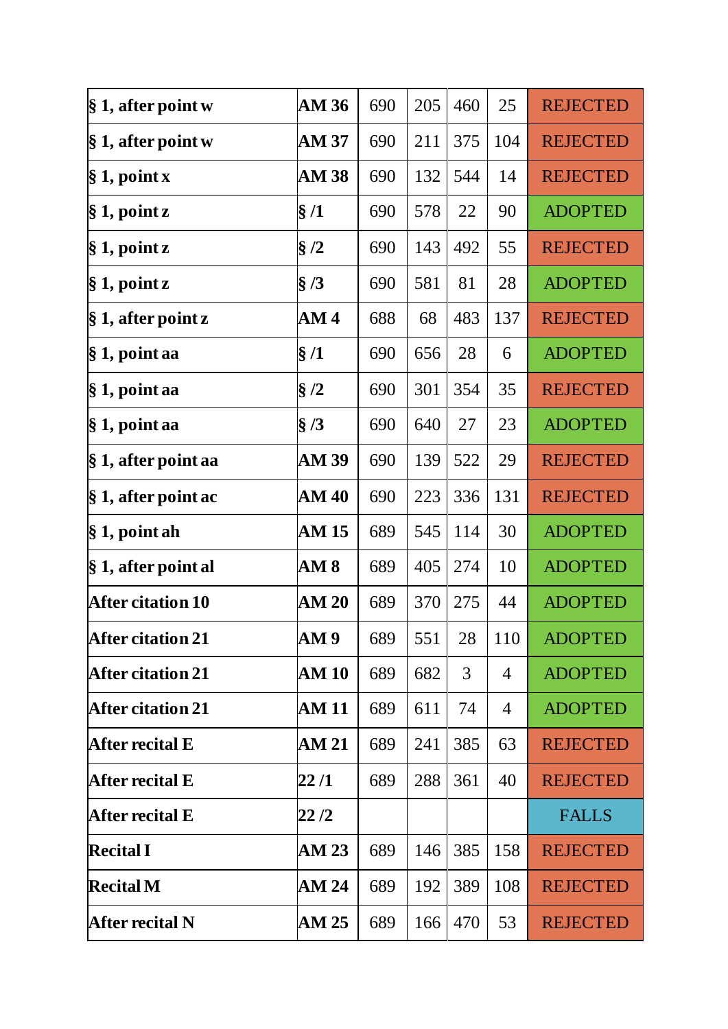| § 1, after point w | AM 36 | 690 | 205 | 460 | 25 | REJECTED |
|---|---|---|---|---|---|---|
| § 1, after point w | AM 37 | 690 | 211 | 375 | 104 | REJECTED |
| § 1, point x | AM 38 | 690 | 132 | 544 | 14 | REJECTED |
| § 1, point z | § /1 | 690 | 578 | 22 | 90 | ADOPTED |
| § 1, point z | § /2 | 690 | 143 | 492 | 55 | REJECTED |
| § 1, point z | § /3 | 690 | 581 | 81 | 28 | ADOPTED |
| § 1, after point z | AM 4 | 688 | 68 | 483 | 137 | REJECTED |
| § 1, point aa | § /1 | 690 | 656 | 28 | 6 | ADOPTED |
| § 1, point aa | § /2 | 690 | 301 | 354 | 35 | REJECTED |
| § 1, point aa | § /3 | 690 | 640 | 27 | 23 | ADOPTED |
| § 1, after point aa | AM 39 | 690 | 139 | 522 | 29 | REJECTED |
| § 1, after point ac | AM 40 | 690 | 223 | 336 | 131 | REJECTED |
| § 1, point ah | AM 15 | 689 | 545 | 114 | 30 | ADOPTED |
| § 1, after point al | AM 8 | 689 | 405 | 274 | 10 | ADOPTED |
| After citation 10 | AM 20 | 689 | 370 | 275 | 44 | ADOPTED |
| After citation 21 | AM 9 | 689 | 551 | 28 | 110 | ADOPTED |
| After citation 21 | AM 10 | 689 | 682 | 3 | 4 | ADOPTED |
| After citation 21 | AM 11 | 689 | 611 | 74 | 4 | ADOPTED |
| After recital E | AM 21 | 689 | 241 | 385 | 63 | REJECTED |
| After recital E | 22 /1 | 689 | 288 | 361 | 40 | REJECTED |
| After recital E | 22 /2 | | | | | FALLS |
| Recital I | AM 23 | 689 | 146 | 385 | 158 | REJECTED |
| Recital M | AM 24 | 689 | 192 | 389 | 108 | REJECTED |
| After recital N | AM 25 | 689 | 166 | 470 | 53 | REJECTED |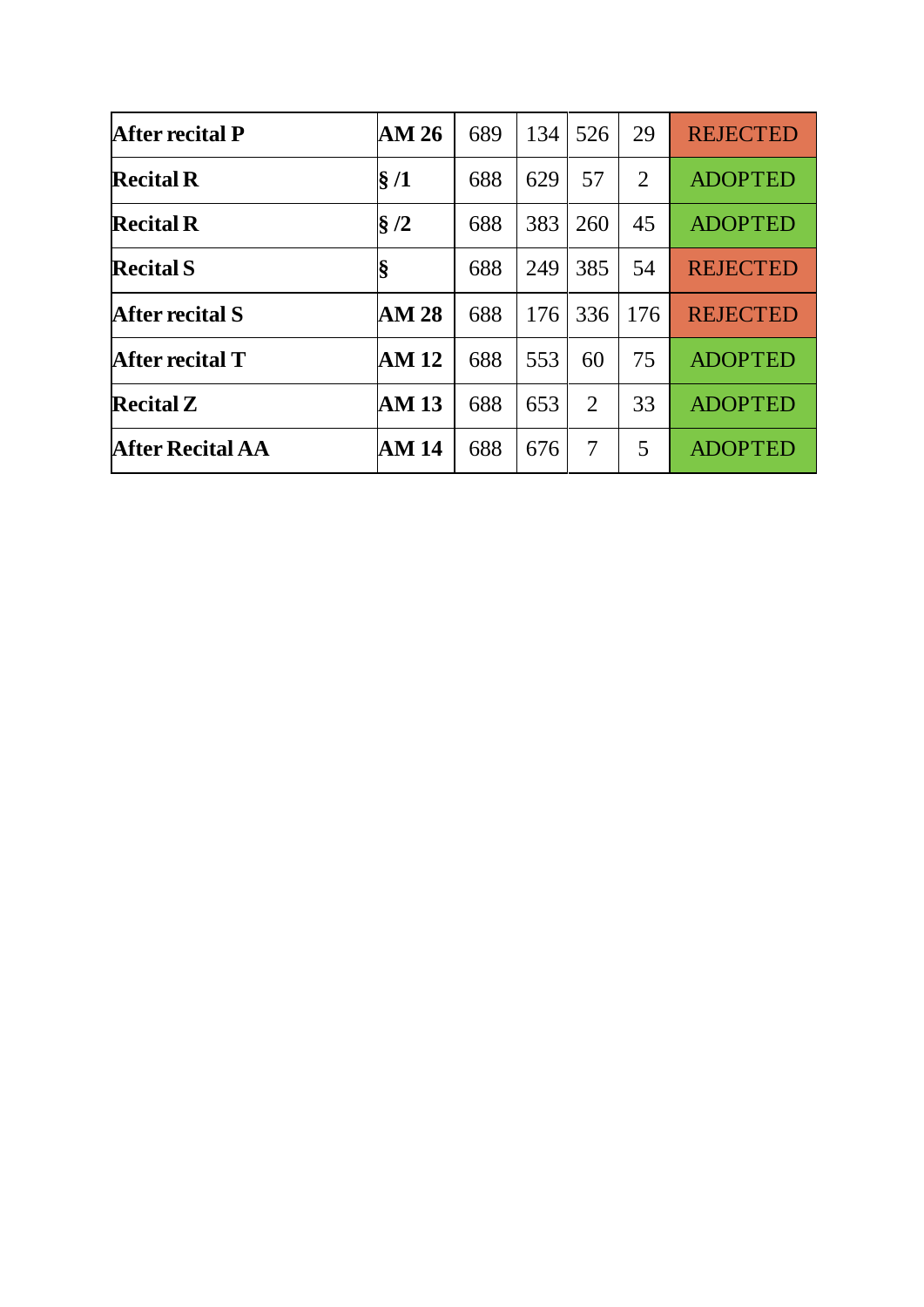| | | | | | | |
|---|---|---|---|---|---|---|
| **After recital P** | **AM 26** | 689 | 134 | 526 | 29 | REJECTED |
| **Recital R** | **§ /1** | 688 | 629 | 57 | 2 | ADOPTED |
| **Recital R** | **§ /2** | 688 | 383 | 260 | 45 | ADOPTED |
| **Recital S** | **§** | 688 | 249 | 385 | 54 | REJECTED |
| **After recital S** | **AM 28** | 688 | 176 | 336 | 176 | REJECTED |
| **After recital T** | **AM 12** | 688 | 553 | 60 | 75 | ADOPTED |
| **Recital Z** | **AM 13** | 688 | 653 | 2 | 33 | ADOPTED |
| **After Recital AA** | **AM 14** | 688 | 676 | 7 | 5 | ADOPTED |